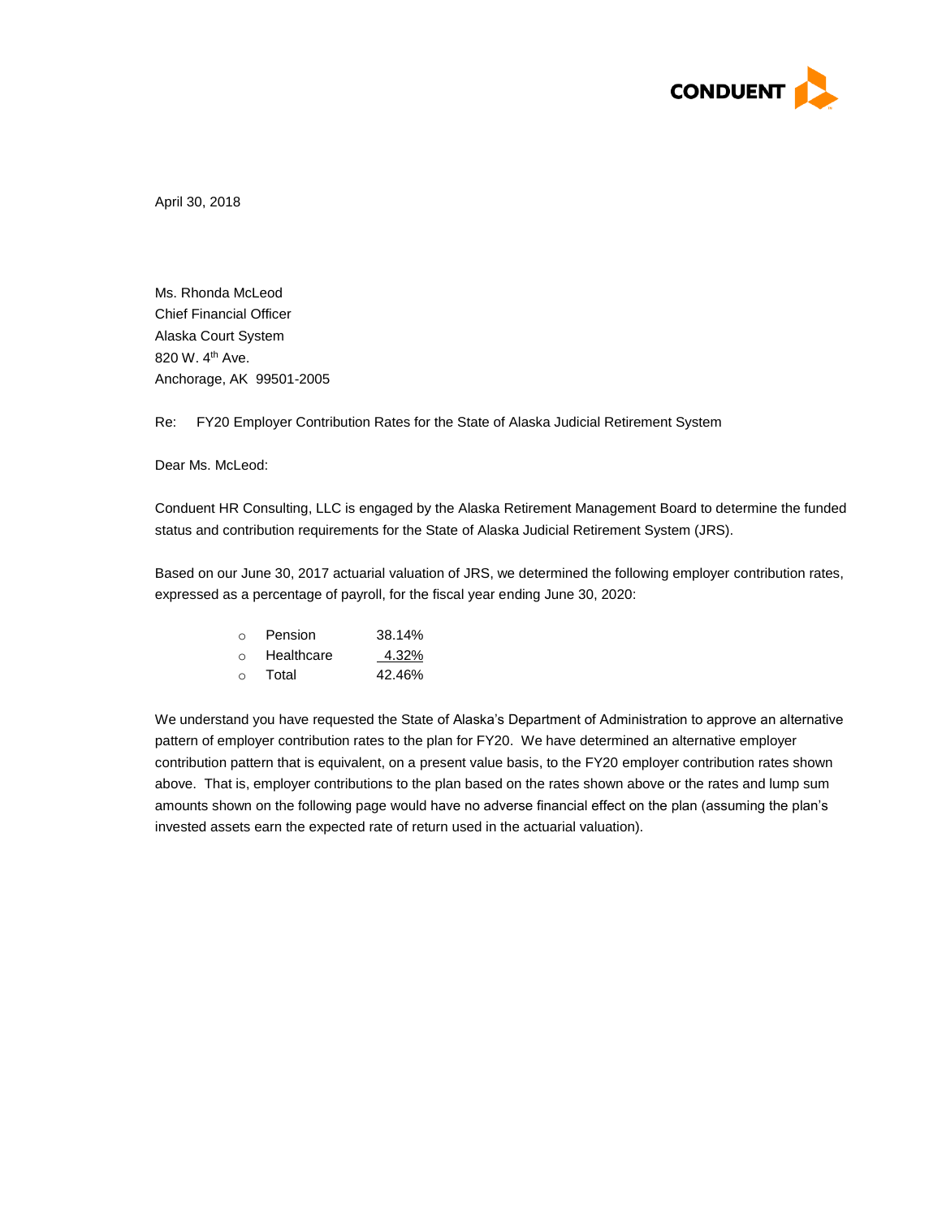CONDUENT

April 30, 2018

Ms. Rhonda McLeod
Chief Financial Officer
Alaska Court System
820 W. 4th Ave.
Anchorage, AK 99501-2005

Re: FY20 Employer Contribution Rates for the State of Alaska Judicial Retirement System

Dear Ms. McLeod:

Conduent HR Consulting, LLC is engaged by the Alaska Retirement Management Board to determine the funded status and contribution requirements for the State of Alaska Judicial Retirement System (JRS).

Based on our June 30, 2017 actuarial valuation of JRS, we determined the following employer contribution rates, expressed as a percentage of payroll, for the fiscal year ending June 30, 2020:

- Pension 38.14%
- Healthcare 4.32%
- Total 42.46%

We understand you have requested the State of Alaska's Department of Administration to approve an alternative pattern of employer contribution rates to the plan for FY20. We have determined an alternative employer contribution pattern that is equivalent, on a present value basis, to the FY20 employer contribution rates shown above. That is, employer contributions to the plan based on the rates shown above or the rates and lump sum amounts shown on the following page would have no adverse financial effect on the plan (assuming the plan's invested assets earn the expected rate of return used in the actuarial valuation).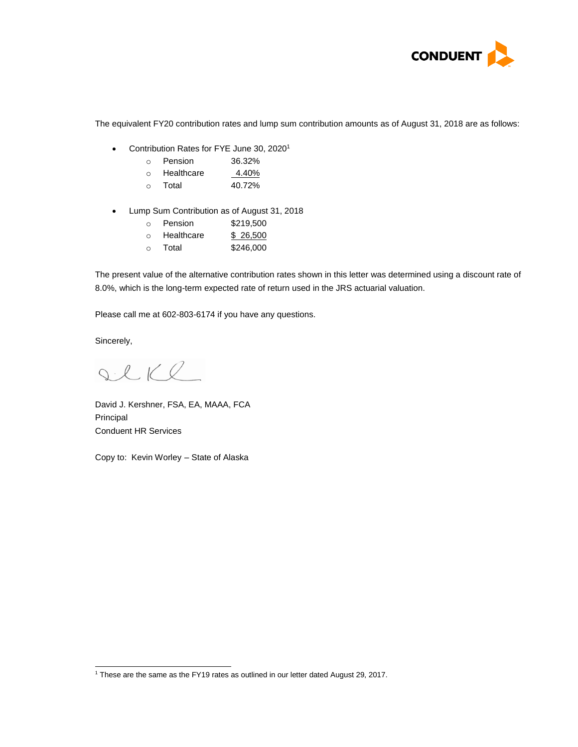The equivalent FY20 contribution rates and lump sum contribution amounts as of August 31, 2018 are as follows:

- Contribution Rates for FYE June 30, 2020[1]
  - Pension 36.32%
  - Healthcare 4.40%
  - Total 40.72%
- Lump Sum Contribution as of August 31, 2018
  - Pension $219,500
  - Healthcare $ 26,500
  - Total $246,000

The present value of the alternative contribution rates shown in this letter was determined using a discount rate of 8.0%, which is the long-term expected rate of return used in the JRS actuarial valuation.

Please call me at 602-803-6174 if you have any questions.

Sincerely,

David J. Kershner, FSA, EA, MAAA, FCA
Principal
Conduent HR Services

Copy to: Kevin Worley – State of Alaska

[1] These are the same as the FY19 rates as outlined in our letter dated August 29, 2017.